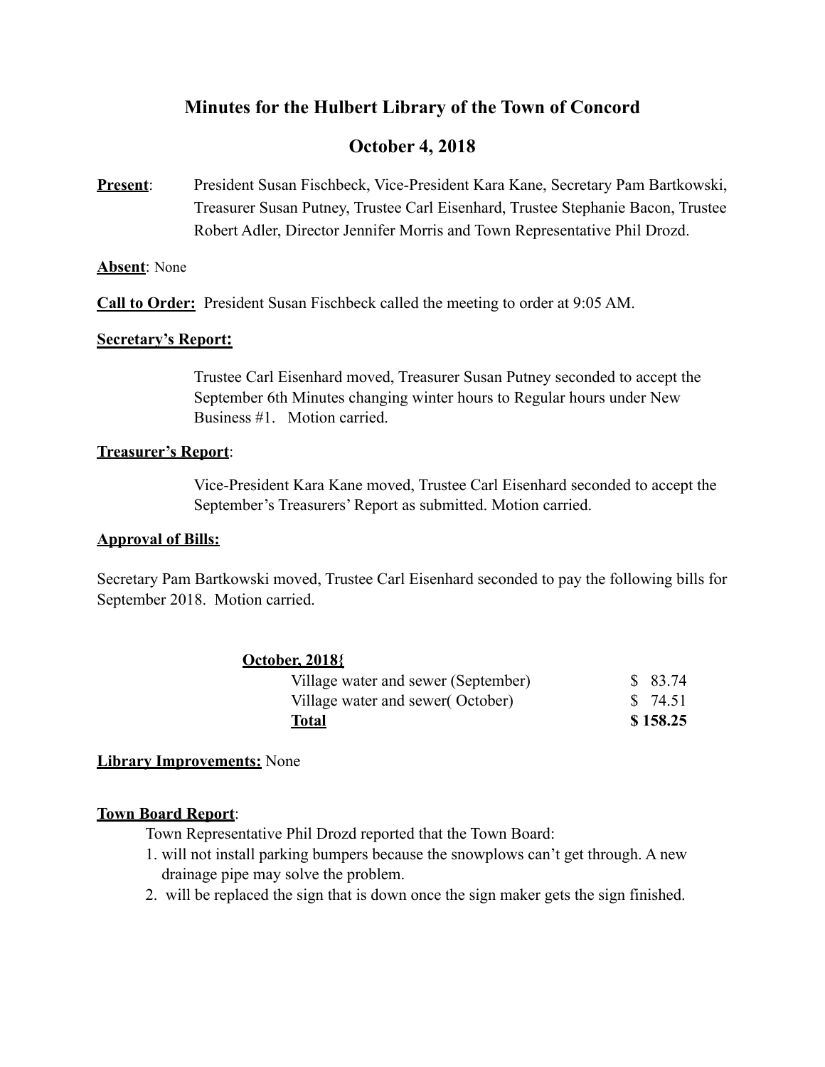# Minutes for the Hulbert Library of the Town of Concord

## October 4, 2018

**Present**: President Susan Fischbeck, Vice-President Kara Kane, Secretary Pam Bartkowski, Treasurer Susan Putney, Trustee Carl Eisenhard, Trustee Stephanie Bacon, Trustee Robert Adler, Director Jennifer Morris and Town Representative Phil Drozd.

**Absent**: None

**Call to Order:** President Susan Fischbeck called the meeting to order at 9:05 AM.

**Secretary's Report:**

Trustee Carl Eisenhard moved, Treasurer Susan Putney seconded to accept the September 6th Minutes changing winter hours to Regular hours under New Business #1. Motion carried.

**Treasurer's Report**:

Vice-President Kara Kane moved, Trustee Carl Eisenhard seconded to accept the September's Treasurers' Report as submitted. Motion carried.

**Approval of Bills:**

Secretary Pam Bartkowski moved, Trustee Carl Eisenhard seconded to pay the following bills for September 2018. Motion carried.

| **October, 2018{** | |
|---|---|
| Village water and sewer (September) | $ 83.74 |
| Village water and sewer( October) | $ 74.51 |
| **Total** | **$ 158.25** |

**Library Improvements:** None

**Town Board Report**:

Town Representative Phil Drozd reported that the Town Board:

1. will not install parking bumpers because the snowplows can't get through. A new drainage pipe may solve the problem.
2. will be replaced the sign that is down once the sign maker gets the sign finished.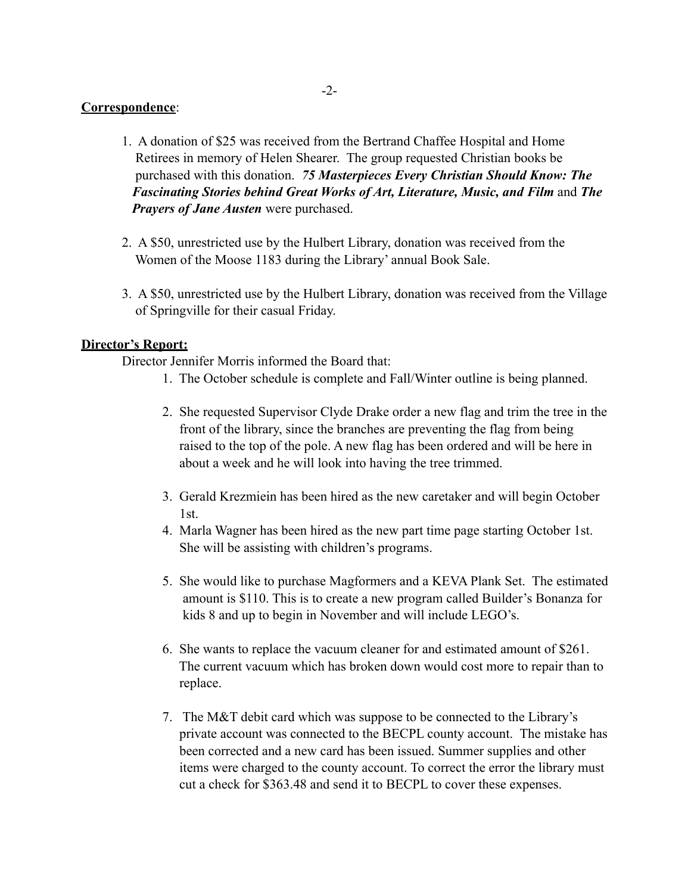**Correspondence**:

1. A donation of $25 was received from the Bertrand Chaffee Hospital and Home Retirees in memory of Helen Shearer. The group requested Christian books be purchased with this donation. ***75 Masterpieces Every Christian Should Know: The Fascinating Stories behind Great Works of Art, Literature, Music, and Film*** and ***The Prayers of Jane Austen*** were purchased.

2. A $50, unrestricted use by the Hulbert Library, donation was received from the Women of the Moose 1183 during the Library' annual Book Sale.

3. A $50, unrestricted use by the Hulbert Library, donation was received from the Village of Springville for their casual Friday.

**Director's Report:**

Director Jennifer Morris informed the Board that:

1. The October schedule is complete and Fall/Winter outline is being planned.

2. She requested Supervisor Clyde Drake order a new flag and trim the tree in the front of the library, since the branches are preventing the flag from being raised to the top of the pole. A new flag has been ordered and will be here in about a week and he will look into having the tree trimmed.

3. Gerald Krezmiein has been hired as the new caretaker and will begin October 1st.
4. Marla Wagner has been hired as the new part time page starting October 1st. She will be assisting with children's programs.

5. She would like to purchase Magformers and a KEVA Plank Set. The estimated amount is $110. This is to create a new program called Builder's Bonanza for kids 8 and up to begin in November and will include LEGO's.

6. She wants to replace the vacuum cleaner for and estimated amount of $261. The current vacuum which has broken down would cost more to repair than to replace.

7. The M&T debit card which was suppose to be connected to the Library's private account was connected to the BECPL county account. The mistake has been corrected and a new card has been issued. Summer supplies and other items were charged to the county account. To correct the error the library must cut a check for $363.48 and send it to BECPL to cover these expenses.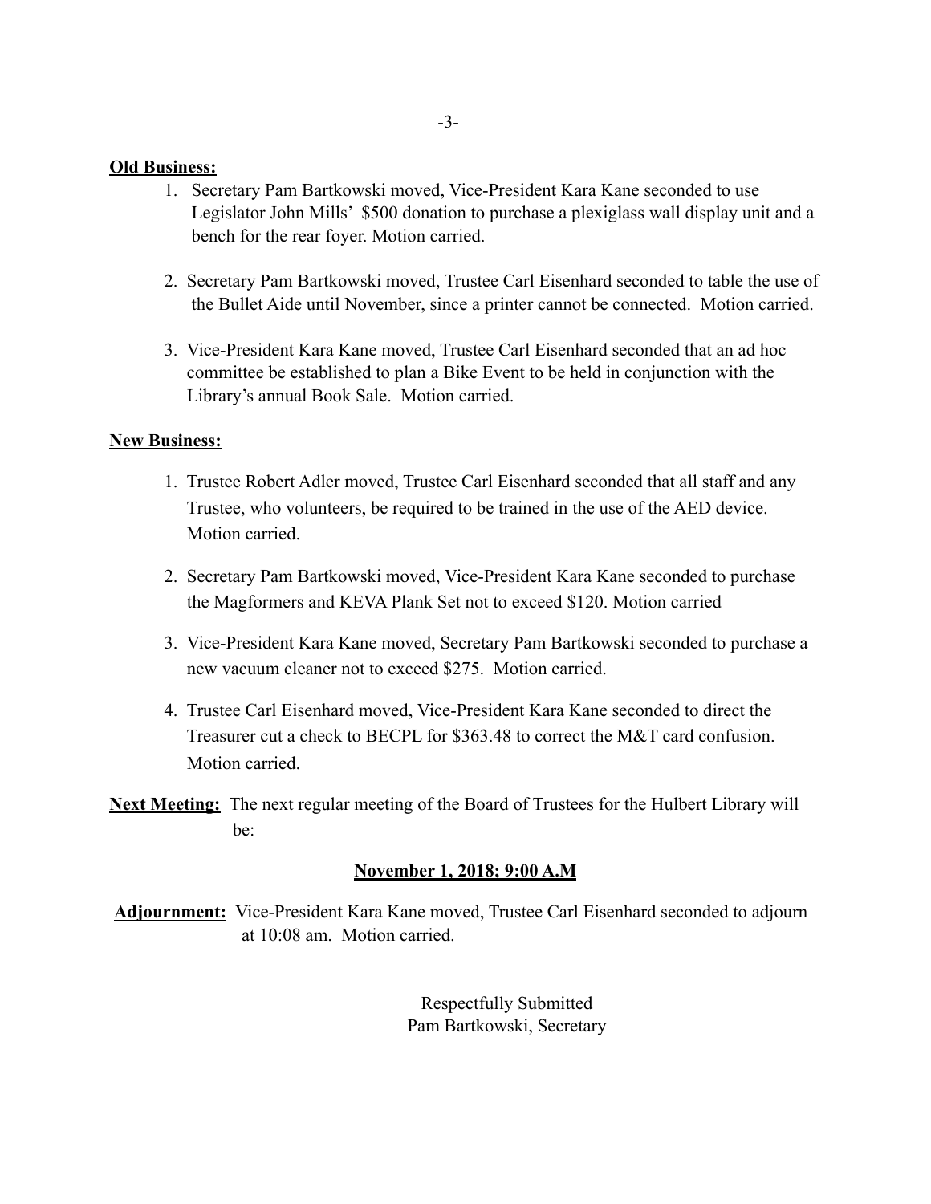**Old Business:**

1. Secretary Pam Bartkowski moved, Vice-President Kara Kane seconded to use Legislator John Mills' $500 donation to purchase a plexiglass wall display unit and a bench for the rear foyer. Motion carried.

2. Secretary Pam Bartkowski moved, Trustee Carl Eisenhard seconded to table the use of the Bullet Aide until November, since a printer cannot be connected. Motion carried.

3. Vice-President Kara Kane moved, Trustee Carl Eisenhard seconded that an ad hoc committee be established to plan a Bike Event to be held in conjunction with the Library's annual Book Sale. Motion carried.

**New Business:**

1. Trustee Robert Adler moved, Trustee Carl Eisenhard seconded that all staff and any Trustee, who volunteers, be required to be trained in the use of the AED device. Motion carried.

2. Secretary Pam Bartkowski moved, Vice-President Kara Kane seconded to purchase the Magformers and KEVA Plank Set not to exceed $120. Motion carried

3. Vice-President Kara Kane moved, Secretary Pam Bartkowski seconded to purchase a new vacuum cleaner not to exceed $275. Motion carried.

4. Trustee Carl Eisenhard moved, Vice-President Kara Kane seconded to direct the Treasurer cut a check to BECPL for $363.48 to correct the M&T card confusion. Motion carried.

**Next Meeting:** The next regular meeting of the Board of Trustees for the Hulbert Library will be:

**November 1, 2018; 9:00 A.M**

**Adjournment:** Vice-President Kara Kane moved, Trustee Carl Eisenhard seconded to adjourn at 10:08 am. Motion carried.

Respectfully Submitted
Pam Bartkowski, Secretary